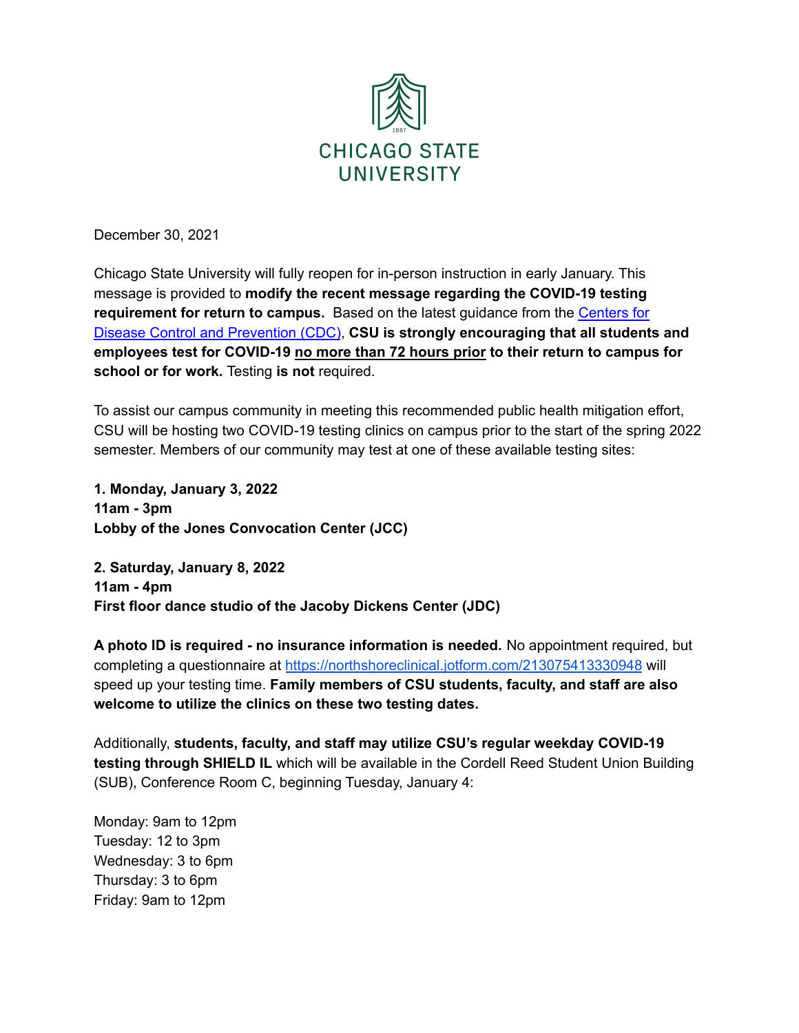CHICAGO STATE UNIVERSITY

December 30, 2021

Chicago State University will fully reopen for in-person instruction in early January. This message is provided to **modify the recent message regarding the COVID-19 testing requirement for return to campus.** Based on the latest guidance from the [Centers for Disease Control and Prevention (CDC)](), **CSU is strongly encouraging that all students and employees test for COVID-19 <u>no more than 72 hours prior</u> to their return to campus for school or for work.** Testing **is not** required.

To assist our campus community in meeting this recommended public health mitigation effort, CSU will be hosting two COVID-19 testing clinics on campus prior to the start of the spring 2022 semester. Members of our community may test at one of these available testing sites:

**1. Monday, January 3, 2022**
**11am - 3pm**
**Lobby of the Jones Convocation Center (JCC)**

**2. Saturday, January 8, 2022**
**11am - 4pm**
**First floor dance studio of the Jacoby Dickens Center (JDC)**

**A photo ID is required - no insurance information is needed.** No appointment required, but completing a questionnaire at https://northshoreclinical.jotform.com/213075413330948 will speed up your testing time. **Family members of CSU students, faculty, and staff are also welcome to utilize the clinics on these two testing dates.**

Additionally, **students, faculty, and staff may utilize CSU's regular weekday COVID-19 testing through SHIELD IL** which will be available in the Cordell Reed Student Union Building (SUB), Conference Room C, beginning Tuesday, January 4:

Monday: 9am to 12pm
Tuesday: 12 to 3pm
Wednesday: 3 to 6pm
Thursday: 3 to 6pm
Friday: 9am to 12pm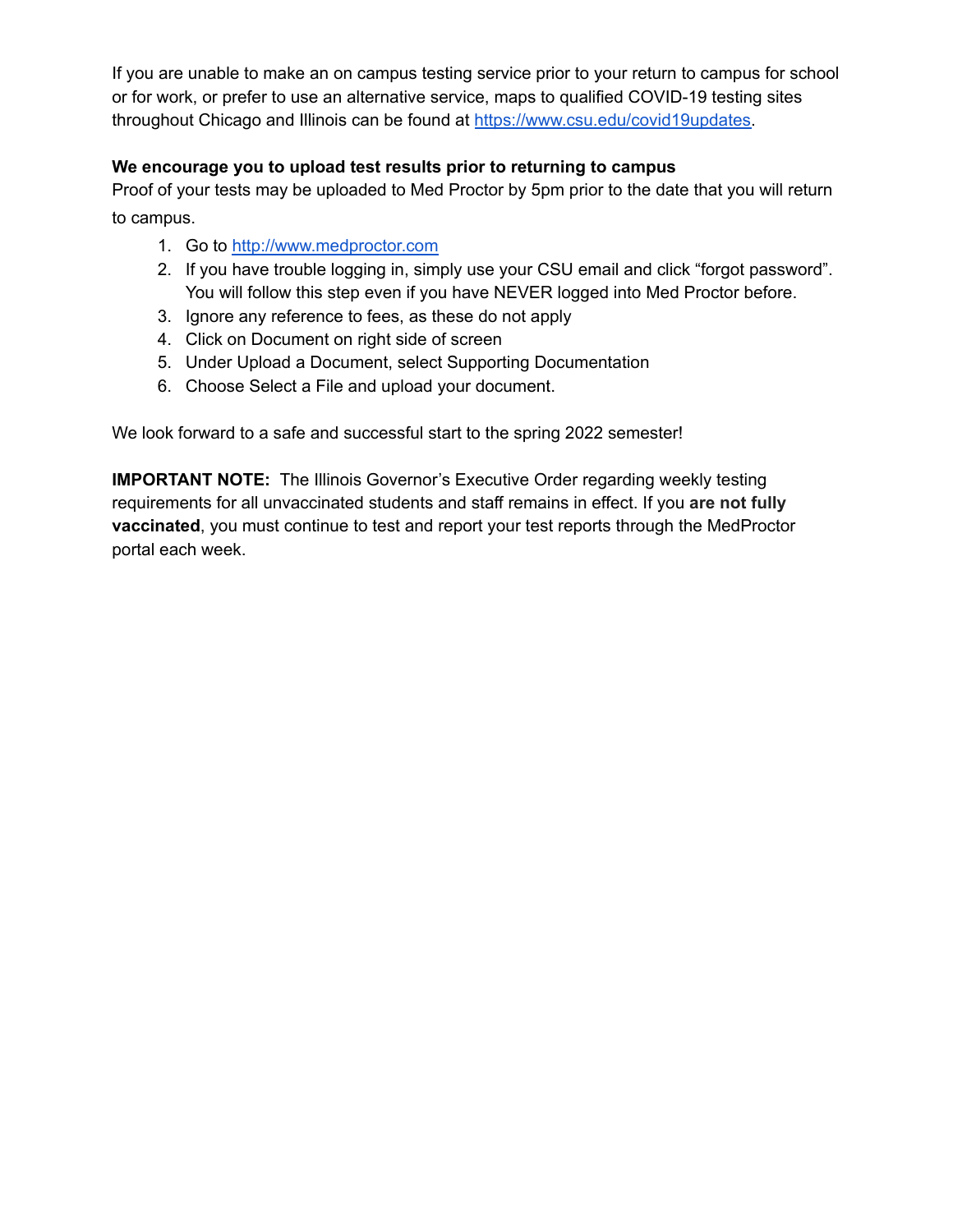If you are unable to make an on campus testing service prior to your return to campus for school or for work, or prefer to use an alternative service, maps to qualified COVID-19 testing sites throughout Chicago and Illinois can be found at https://www.csu.edu/covid19updates.

**We encourage you to upload test results prior to returning to campus**

Proof of your tests may be uploaded to Med Proctor by 5pm prior to the date that you will return to campus.

1. Go to http://www.medproctor.com
2. If you have trouble logging in, simply use your CSU email and click "forgot password". You will follow this step even if you have NEVER logged into Med Proctor before.
3. Ignore any reference to fees, as these do not apply
4. Click on Document on right side of screen
5. Under Upload a Document, select Supporting Documentation
6. Choose Select a File and upload your document.

We look forward to a safe and successful start to the spring 2022 semester!

**IMPORTANT NOTE:** The Illinois Governor's Executive Order regarding weekly testing requirements for all unvaccinated students and staff remains in effect. If you **are not fully vaccinated**, you must continue to test and report your test reports through the MedProctor portal each week.